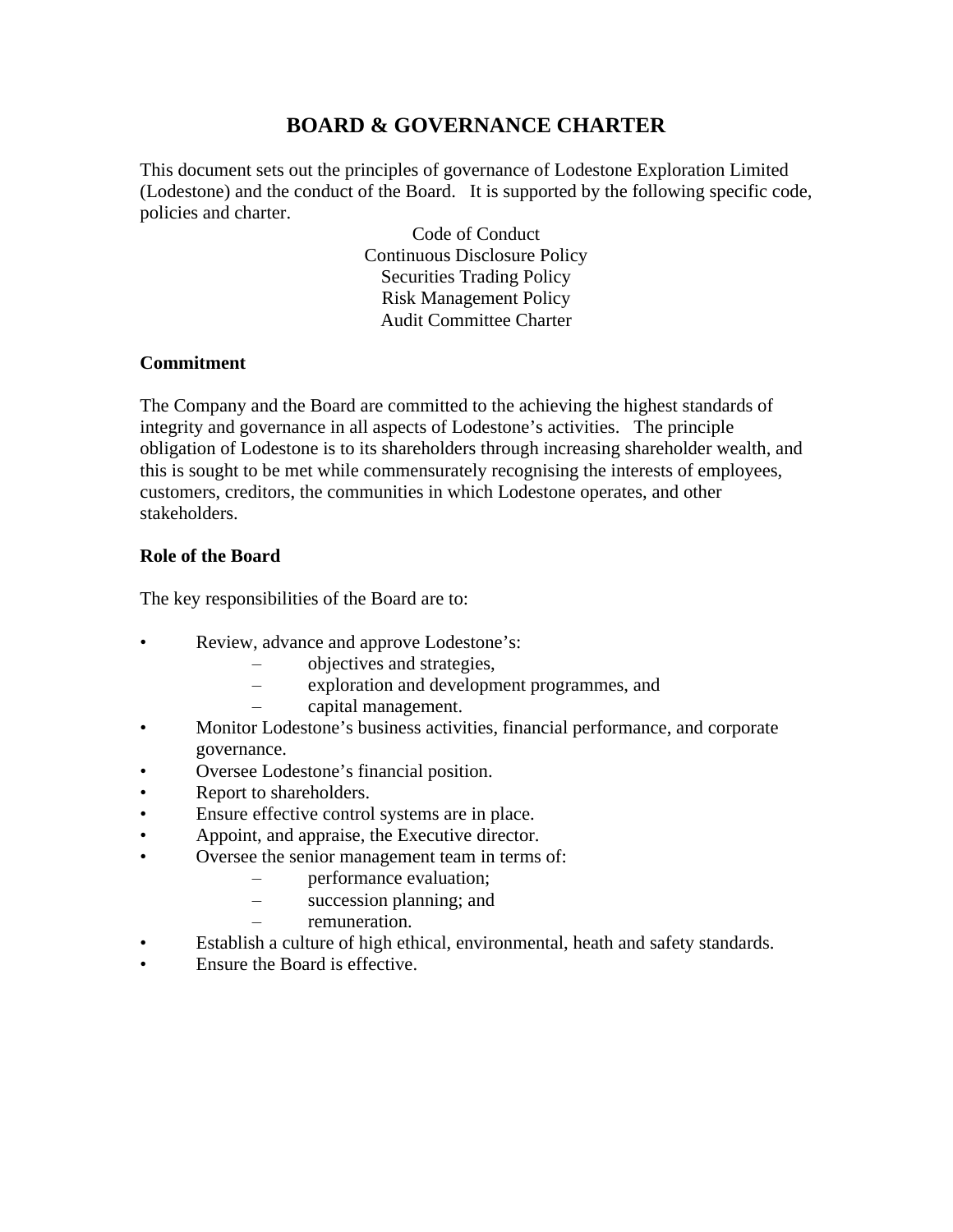# BOARD & GOVERNANCE CHARTER

This document sets out the principles of governance of Lodestone Exploration Limited (Lodestone) and the conduct of the Board. It is supported by the following specific code, policies and charter.

Code of Conduct
Continuous Disclosure Policy
Securities Trading Policy
Risk Management Policy
Audit Committee Charter

**Commitment**

The Company and the Board are committed to the achieving the highest standards of integrity and governance in all aspects of Lodestone's activities. The principle obligation of Lodestone is to its shareholders through increasing shareholder wealth, and this is sought to be met while commensurately recognising the interests of employees, customers, creditors, the communities in which Lodestone operates, and other stakeholders.

**Role of the Board**

The key responsibilities of the Board are to:

- Review, advance and approve Lodestone's:
  - objectives and strategies,
  - exploration and development programmes, and
  - capital management.
- Monitor Lodestone's business activities, financial performance, and corporate governance.
- Oversee Lodestone's financial position.
- Report to shareholders.
- Ensure effective control systems are in place.
- Appoint, and appraise, the Executive director.
- Oversee the senior management team in terms of:
  - performance evaluation;
  - succession planning; and
  - remuneration.
- Establish a culture of high ethical, environmental, heath and safety standards.
- Ensure the Board is effective.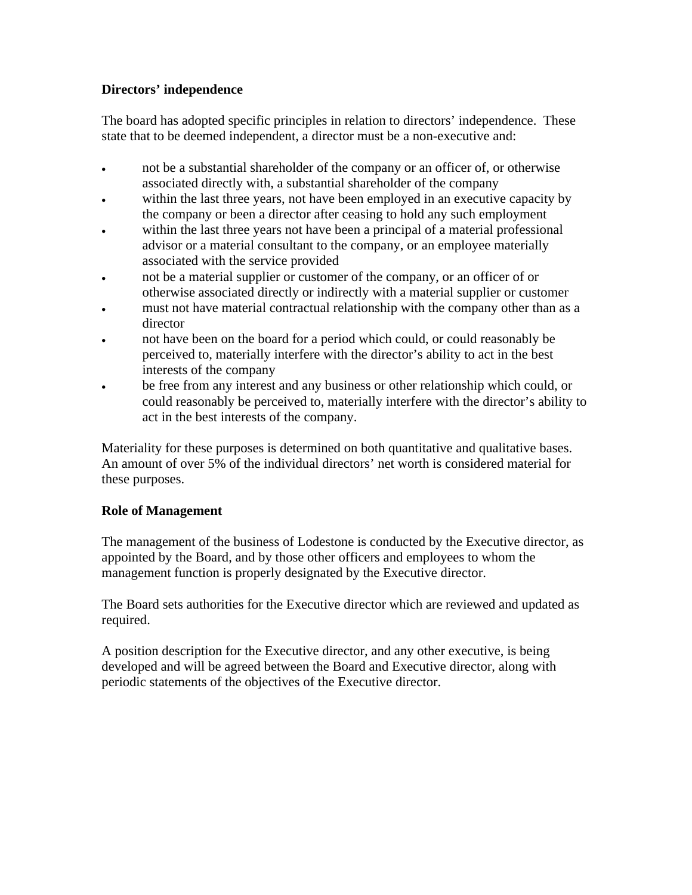**Directors' independence**

The board has adopted specific principles in relation to directors' independence. These state that to be deemed independent, a director must be a non-executive and:

- not be a substantial shareholder of the company or an officer of, or otherwise associated directly with, a substantial shareholder of the company
- within the last three years, not have been employed in an executive capacity by the company or been a director after ceasing to hold any such employment
- within the last three years not have been a principal of a material professional advisor or a material consultant to the company, or an employee materially associated with the service provided
- not be a material supplier or customer of the company, or an officer of or otherwise associated directly or indirectly with a material supplier or customer
- must not have material contractual relationship with the company other than as a director
- not have been on the board for a period which could, or could reasonably be perceived to, materially interfere with the director's ability to act in the best interests of the company
- be free from any interest and any business or other relationship which could, or could reasonably be perceived to, materially interfere with the director's ability to act in the best interests of the company.

Materiality for these purposes is determined on both quantitative and qualitative bases. An amount of over 5% of the individual directors' net worth is considered material for these purposes.

**Role of Management**

The management of the business of Lodestone is conducted by the Executive director, as appointed by the Board, and by those other officers and employees to whom the management function is properly designated by the Executive director.

The Board sets authorities for the Executive director which are reviewed and updated as required.

A position description for the Executive director, and any other executive, is being developed and will be agreed between the Board and Executive director, along with periodic statements of the objectives of the Executive director.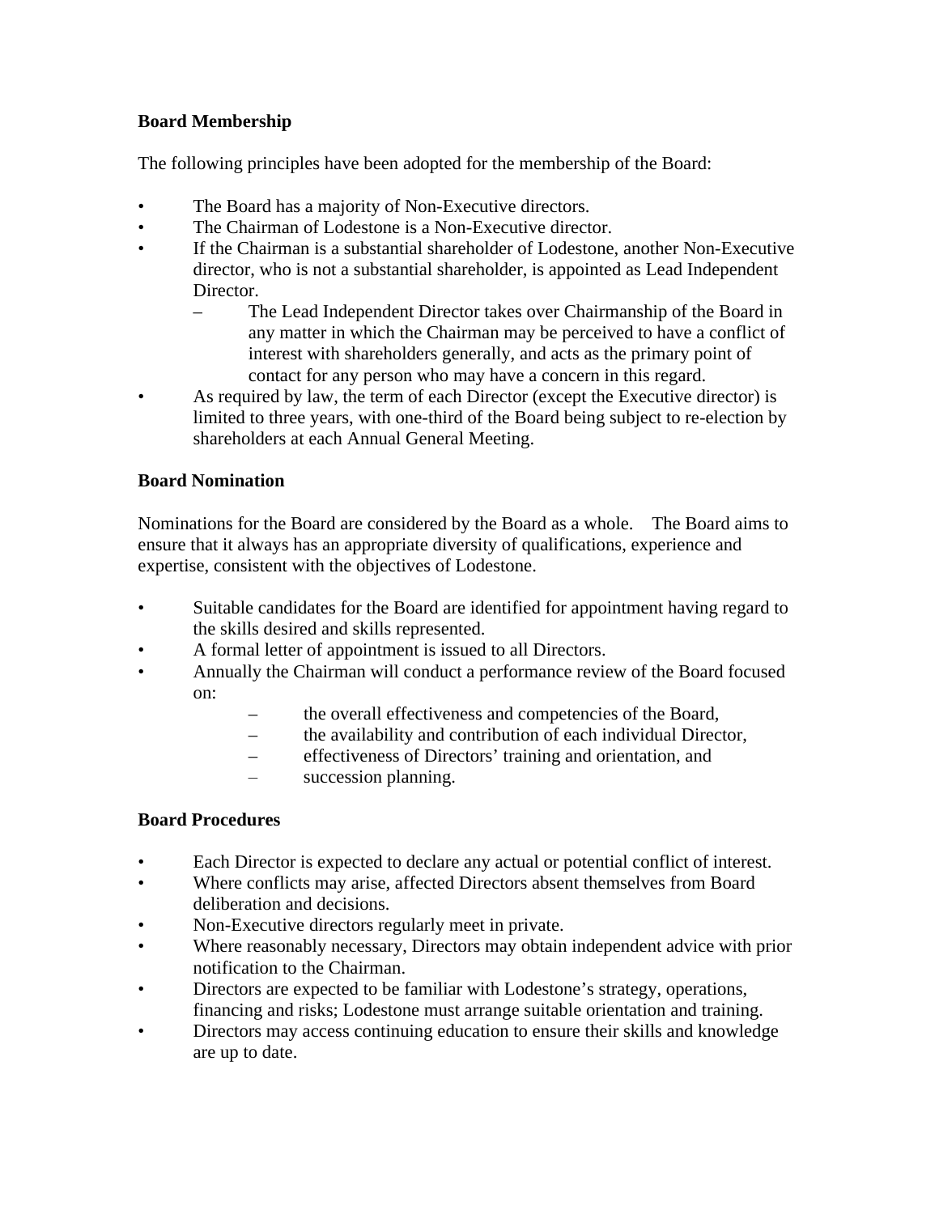**Board Membership**

The following principles have been adopted for the membership of the Board:

- The Board has a majority of Non-Executive directors.
- The Chairman of Lodestone is a Non-Executive director.
- If the Chairman is a substantial shareholder of Lodestone, another Non-Executive director, who is not a substantial shareholder, is appointed as Lead Independent Director.
  - The Lead Independent Director takes over Chairmanship of the Board in any matter in which the Chairman may be perceived to have a conflict of interest with shareholders generally, and acts as the primary point of contact for any person who may have a concern in this regard.
- As required by law, the term of each Director (except the Executive director) is limited to three years, with one-third of the Board being subject to re-election by shareholders at each Annual General Meeting.

**Board Nomination**

Nominations for the Board are considered by the Board as a whole. The Board aims to ensure that it always has an appropriate diversity of qualifications, experience and expertise, consistent with the objectives of Lodestone.

- Suitable candidates for the Board are identified for appointment having regard to the skills desired and skills represented.
- A formal letter of appointment is issued to all Directors.
- Annually the Chairman will conduct a performance review of the Board focused on:
  - the overall effectiveness and competencies of the Board,
  - the availability and contribution of each individual Director,
  - effectiveness of Directors' training and orientation, and
  - succession planning.

**Board Procedures**

- Each Director is expected to declare any actual or potential conflict of interest.
- Where conflicts may arise, affected Directors absent themselves from Board deliberation and decisions.
- Non-Executive directors regularly meet in private.
- Where reasonably necessary, Directors may obtain independent advice with prior notification to the Chairman.
- Directors are expected to be familiar with Lodestone's strategy, operations, financing and risks; Lodestone must arrange suitable orientation and training.
- Directors may access continuing education to ensure their skills and knowledge are up to date.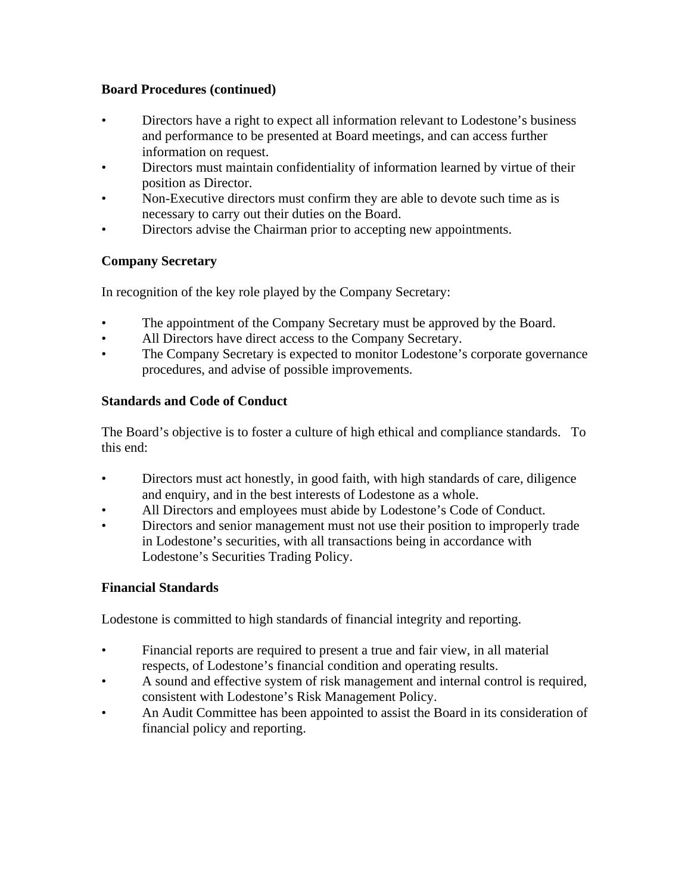**Board Procedures (continued)**

- Directors have a right to expect all information relevant to Lodestone's business and performance to be presented at Board meetings, and can access further information on request.
- Directors must maintain confidentiality of information learned by virtue of their position as Director.
- Non-Executive directors must confirm they are able to devote such time as is necessary to carry out their duties on the Board.
- Directors advise the Chairman prior to accepting new appointments.

**Company Secretary**

In recognition of the key role played by the Company Secretary:

- The appointment of the Company Secretary must be approved by the Board.
- All Directors have direct access to the Company Secretary.
- The Company Secretary is expected to monitor Lodestone's corporate governance procedures, and advise of possible improvements.

**Standards and Code of Conduct**

The Board's objective is to foster a culture of high ethical and compliance standards. To this end:

- Directors must act honestly, in good faith, with high standards of care, diligence and enquiry, and in the best interests of Lodestone as a whole.
- All Directors and employees must abide by Lodestone's Code of Conduct.
- Directors and senior management must not use their position to improperly trade in Lodestone's securities, with all transactions being in accordance with Lodestone's Securities Trading Policy.

**Financial Standards**

Lodestone is committed to high standards of financial integrity and reporting.

- Financial reports are required to present a true and fair view, in all material respects, of Lodestone's financial condition and operating results.
- A sound and effective system of risk management and internal control is required, consistent with Lodestone's Risk Management Policy.
- An Audit Committee has been appointed to assist the Board in its consideration of financial policy and reporting.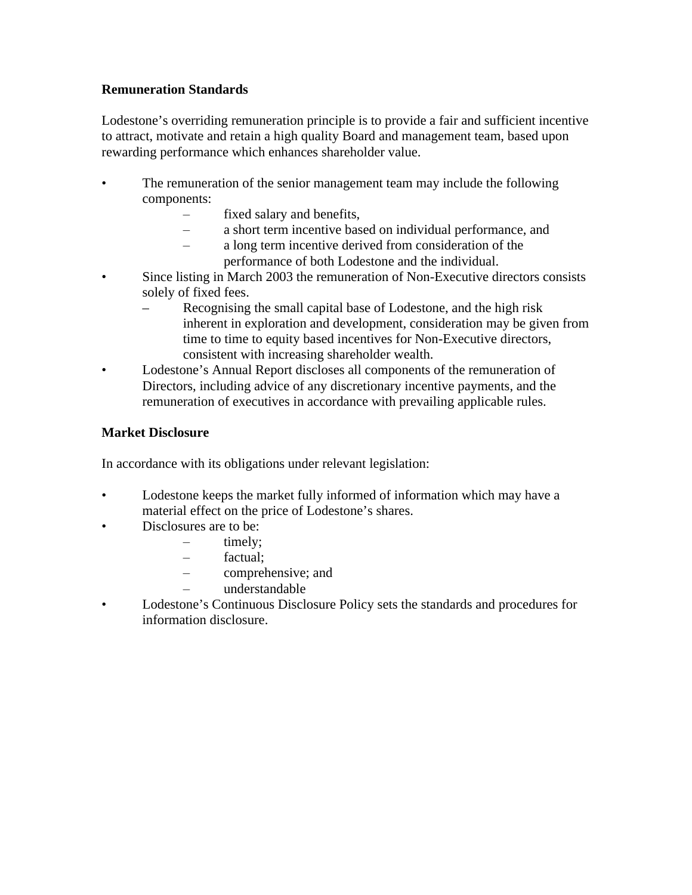**Remuneration Standards**

Lodestone's overriding remuneration principle is to provide a fair and sufficient incentive to attract, motivate and retain a high quality Board and management team, based upon rewarding performance which enhances shareholder value.

- The remuneration of the senior management team may include the following components:
  - fixed salary and benefits,
  - a short term incentive based on individual performance, and
  - a long term incentive derived from consideration of the performance of both Lodestone and the individual.
- Since listing in March 2003 the remuneration of Non-Executive directors consists solely of fixed fees.
  - Recognising the small capital base of Lodestone, and the high risk inherent in exploration and development, consideration may be given from time to time to equity based incentives for Non-Executive directors, consistent with increasing shareholder wealth.
- Lodestone's Annual Report discloses all components of the remuneration of Directors, including advice of any discretionary incentive payments, and the remuneration of executives in accordance with prevailing applicable rules.

**Market Disclosure**

In accordance with its obligations under relevant legislation:

- Lodestone keeps the market fully informed of information which may have a material effect on the price of Lodestone's shares.
- Disclosures are to be:
  - timely;
  - factual;
  - comprehensive; and
  - understandable
- Lodestone's Continuous Disclosure Policy sets the standards and procedures for information disclosure.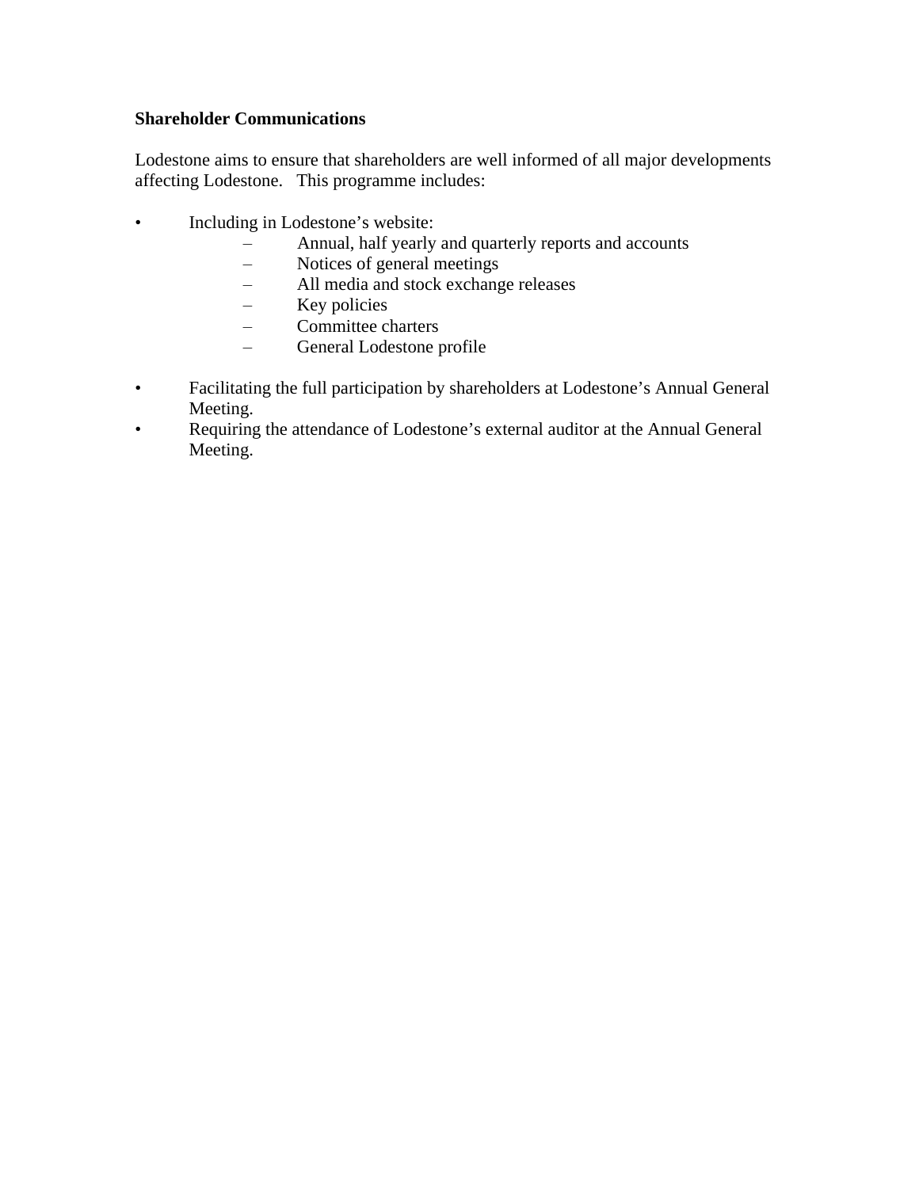**Shareholder Communications**

Lodestone aims to ensure that shareholders are well informed of all major developments affecting Lodestone. This programme includes:

- Including in Lodestone's website:
  - Annual, half yearly and quarterly reports and accounts
  - Notices of general meetings
  - All media and stock exchange releases
  - Key policies
  - Committee charters
  - General Lodestone profile

- Facilitating the full participation by shareholders at Lodestone's Annual General Meeting.
- Requiring the attendance of Lodestone's external auditor at the Annual General Meeting.